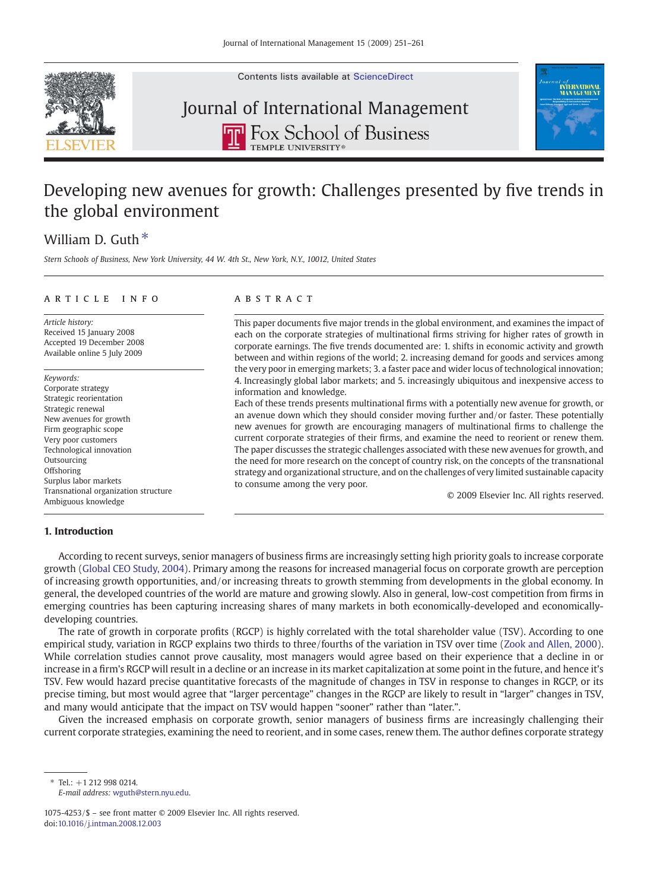Contents lists available at ScienceDirect

Journal of International Management

# Developing new avenues for growth: Challenges presented by five trends in the global environment

William D. Guth *

*Stern Schools of Business, New York University, 44 W. 4th St., New York, N.Y., 10012, United States*

## ARTICLE INFO

*Article history:*
Received 15 January 2008
Accepted 19 December 2008
Available online 5 July 2009

*Keywords:*
Corporate strategy
Strategic reorientation
Strategic renewal
New avenues for growth
Firm geographic scope
Very poor customers
Technological innovation
Outsourcing
Offshoring
Surplus labor markets
Transnational organization structure
Ambiguous knowledge

## ABSTRACT

This paper documents five major trends in the global environment, and examines the impact of each on the corporate strategies of multinational firms striving for higher rates of growth in corporate earnings. The five trends documented are: 1. shifts in economic activity and growth between and within regions of the world; 2. increasing demand for goods and services among the very poor in emerging markets; 3. a faster pace and wider locus of technological innovation; 4. Increasingly global labor markets; and 5. increasingly ubiquitous and inexpensive access to information and knowledge.

Each of these trends presents multinational firms with a potentially new avenue for growth, or an avenue down which they should consider moving further and/or faster. These potentially new avenues for growth are encouraging managers of multinational firms to challenge the current corporate strategies of their firms, and examine the need to reorient or renew them. The paper discusses the strategic challenges associated with these new avenues for growth, and the need for more research on the concept of country risk, on the concepts of the transnational strategy and organizational structure, and on the challenges of very limited sustainable capacity to consume among the very poor.

© 2009 Elsevier Inc. All rights reserved.

## 1. Introduction

According to recent surveys, senior managers of business firms are increasingly setting high priority goals to increase corporate growth (Global CEO Study, 2004). Primary among the reasons for increased managerial focus on corporate growth are perception of increasing growth opportunities, and/or increasing threats to growth stemming from developments in the global economy. In general, the developed countries of the world are mature and growing slowly. Also in general, low-cost competition from firms in emerging countries has been capturing increasing shares of many markets in both economically-developed and economically-developing countries.

The rate of growth in corporate profits (RGCP) is highly correlated with the total shareholder value (TSV). According to one empirical study, variation in RGCP explains two thirds to three/fourths of the variation in TSV over time (Zook and Allen, 2000). While correlation studies cannot prove causality, most managers would agree based on their experience that a decline in or increase in a firm's RGCP will result in a decline or an increase in its market capitalization at some point in the future, and hence it's TSV. Few would hazard precise quantitative forecasts of the magnitude of changes in TSV in response to changes in RGCP, or its precise timing, but most would agree that "larger percentage" changes in the RGCP are likely to result in "larger" changes in TSV, and many would anticipate that the impact on TSV would happen "sooner" rather than "later.".

Given the increased emphasis on corporate growth, senior managers of business firms are increasingly challenging their current corporate strategies, examining the need to reorient, and in some cases, renew them. The author defines corporate strategy

\* Tel.: +1 212 998 0214.
*E-mail address:* wguth@stern.nyu.edu.

1075-4253/$ – see front matter © 2009 Elsevier Inc. All rights reserved.
doi:10.1016/j.intman.2008.12.003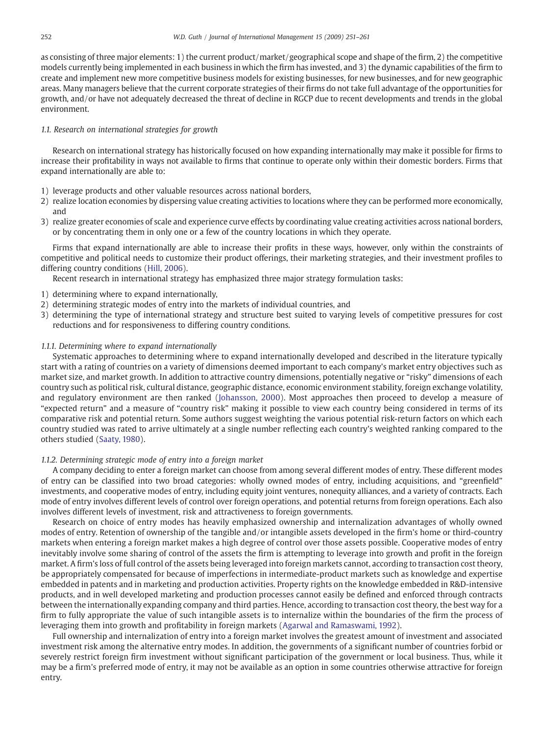as consisting of three major elements: 1) the current product/market/geographical scope and shape of the firm, 2) the competitive models currently being implemented in each business in which the firm has invested, and 3) the dynamic capabilities of the firm to create and implement new more competitive business models for existing businesses, for new businesses, and for new geographic areas. Many managers believe that the current corporate strategies of their firms do not take full advantage of the opportunities for growth, and/or have not adequately decreased the threat of decline in RGCP due to recent developments and trends in the global environment.

### *1.1. Research on international strategies for growth*

Research on international strategy has historically focused on how expanding internationally may make it possible for firms to increase their profitability in ways not available to firms that continue to operate only within their domestic borders. Firms that expand internationally are able to:

1) leverage products and other valuable resources across national borders,
2) realize location economies by dispersing value creating activities to locations where they can be performed more economically, and
3) realize greater economies of scale and experience curve effects by coordinating value creating activities across national borders, or by concentrating them in only one or a few of the country locations in which they operate.

Firms that expand internationally are able to increase their profits in these ways, however, only within the constraints of competitive and political needs to customize their product offerings, their marketing strategies, and their investment profiles to differing country conditions (Hill, 2006).

Recent research in international strategy has emphasized three major strategy formulation tasks:

1) determining where to expand internationally,
2) determining strategic modes of entry into the markets of individual countries, and
3) determining the type of international strategy and structure best suited to varying levels of competitive pressures for cost reductions and for responsiveness to differing country conditions.

#### *1.1.1. Determining where to expand internationally*

Systematic approaches to determining where to expand internationally developed and described in the literature typically start with a rating of countries on a variety of dimensions deemed important to each company's market entry objectives such as market size, and market growth. In addition to attractive country dimensions, potentially negative or "risky" dimensions of each country such as political risk, cultural distance, geographic distance, economic environment stability, foreign exchange volatility, and regulatory environment are then ranked (Johansson, 2000). Most approaches then proceed to develop a measure of "expected return" and a measure of "country risk" making it possible to view each country being considered in terms of its comparative risk and potential return. Some authors suggest weighting the various potential risk-return factors on which each country studied was rated to arrive ultimately at a single number reflecting each country's weighted ranking compared to the others studied (Saaty, 1980).

#### *1.1.2. Determining strategic mode of entry into a foreign market*

A company deciding to enter a foreign market can choose from among several different modes of entry. These different modes of entry can be classified into two broad categories: wholly owned modes of entry, including acquisitions, and "greenfield" investments, and cooperative modes of entry, including equity joint ventures, nonequity alliances, and a variety of contracts. Each mode of entry involves different levels of control over foreign operations, and potential returns from foreign operations. Each also involves different levels of investment, risk and attractiveness to foreign governments.

Research on choice of entry modes has heavily emphasized ownership and internalization advantages of wholly owned modes of entry. Retention of ownership of the tangible and/or intangible assets developed in the firm's home or third-country markets when entering a foreign market makes a high degree of control over those assets possible. Cooperative modes of entry inevitably involve some sharing of control of the assets the firm is attempting to leverage into growth and profit in the foreign market. A firm's loss of full control of the assets being leveraged into foreign markets cannot, according to transaction cost theory, be appropriately compensated for because of imperfections in intermediate-product markets such as knowledge and expertise embedded in patents and in marketing and production activities. Property rights on the knowledge embedded in R&D-intensive products, and in well developed marketing and production processes cannot easily be defined and enforced through contracts between the internationally expanding company and third parties. Hence, according to transaction cost theory, the best way for a firm to fully appropriate the value of such intangible assets is to internalize within the boundaries of the firm the process of leveraging them into growth and profitability in foreign markets (Agarwal and Ramaswami, 1992).

Full ownership and internalization of entry into a foreign market involves the greatest amount of investment and associated investment risk among the alternative entry modes. In addition, the governments of a significant number of countries forbid or severely restrict foreign firm investment without significant participation of the government or local business. Thus, while it may be a firm's preferred mode of entry, it may not be available as an option in some countries otherwise attractive for foreign entry.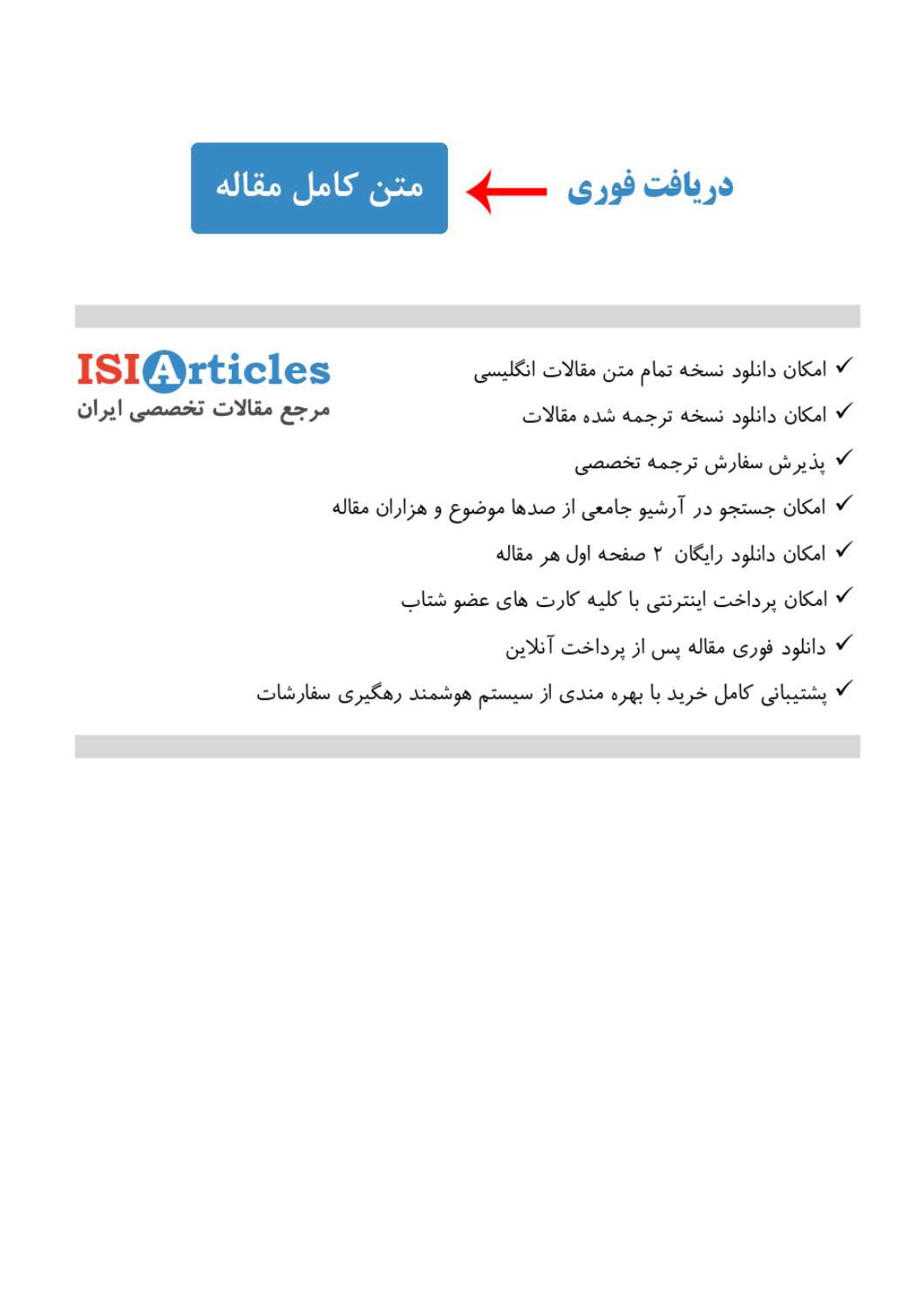متن کامل مقاله ← دریافت فوری

**ISIArticles**
مرجع مقالات تخصصی ایران

- ✓ امکان دانلود نسخه تمام متن مقالات انگلیسی
- ✓ امکان دانلود نسخه ترجمه شده مقالات
- ✓ پذیرش سفارش ترجمه تخصصی
- ✓ امکان جستجو در آرشیو جامعی از صدها موضوع و هزاران مقاله
- ✓ امکان دانلود رایگان ۲ صفحه اول هر مقاله
- ✓ امکان پرداخت اینترنتی با کلیه کارت های عضو شتاب
- ✓ دانلود فوری مقاله پس از پرداخت آنلاین
- ✓ پشتیبانی کامل خرید با بهره مندی از سیستم هوشمند رهگیری سفارشات